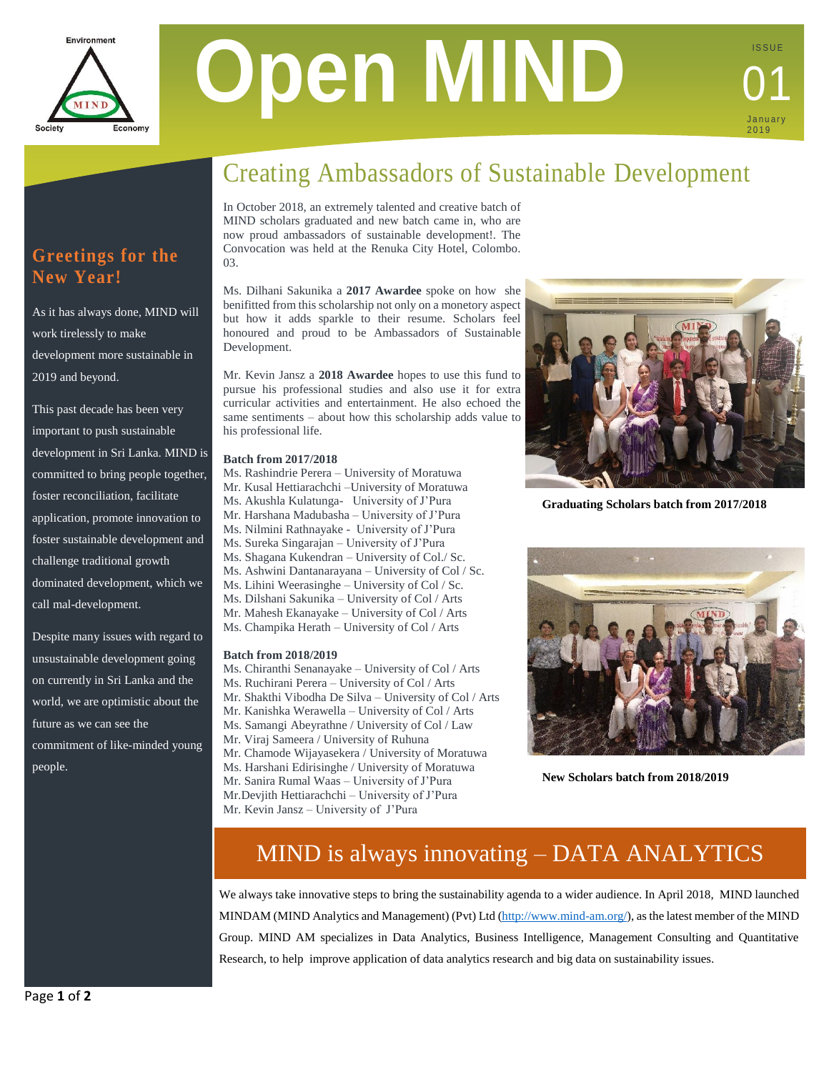# Open MIND

ISSUE 01

January 2019

## Greetings for the New Year!

As it has always done, MIND will work tirelessly to make development more sustainable in 2019 and beyond.

This past decade has been very important to push sustainable development in Sri Lanka. MIND is committed to bring people together, foster reconciliation, facilitate application, promote innovation to foster sustainable development and challenge traditional growth dominated development, which we call mal-development.

Despite many issues with regard to unsustainable development going on currently in Sri Lanka and the world, we are optimistic about the future as we can see the commitment of like-minded young people.

## Creating Ambassadors of Sustainable Development

In October 2018, an extremely talented and creative batch of MIND scholars graduated and new batch came in, who are now proud ambassadors of sustainable development!. The Convocation was held at the Renuka City Hotel, Colombo. 03.

Ms. Dilhani Sakunika a **2017 Awardee** spoke on how she benifitted from this scholarship not only on a monetory aspect but how it adds sparkle to their resume. Scholars feel honoured and proud to be Ambassadors of Sustainable Development.

Mr. Kevin Jansz a **2018 Awardee** hopes to use this fund to pursue his professional studies and also use it for extra curricular activities and entertainment. He also echoed the same sentiments – about how this scholarship adds value to his professional life.

**Batch from 2017/2018**

Ms. Rashindrie Perera – University of Moratuwa
Mr. Kusal Hettiarachchi –University of Moratuwa
Ms. Akushla Kulatunga- University of J'Pura
Mr. Harshana Madubasha – University of J'Pura
Ms. Nilmini Rathnayake - University of J'Pura
Ms. Sureka Singarajan – University of J'Pura
Ms. Shagana Kukendran – University of Col./ Sc.
Ms. Ashwini Dantanarayana – University of Col / Sc.
Ms. Lihini Weerasinghe – University of Col / Sc.
Ms. Dilshani Sakunika – University of Col / Arts
Mr. Mahesh Ekanayake – University of Col / Arts
Ms. Champika Herath – University of Col / Arts

**Batch from 2018/2019**

Ms. Chiranthi Senanayake – University of Col / Arts
Ms. Ruchirani Perera – University of Col / Arts
Mr. Shakthi Vibodha De Silva – University of Col / Arts
Mr. Kanishka Werawella – University of Col / Arts
Ms. Samangi Abeyrathne / University of Col / Law
Mr. Viraj Sameera / University of Ruhuna
Mr. Chamode Wijayasekera / University of Moratuwa
Ms. Harshani Edirisinghe / University of Moratuwa
Mr. Sanira Rumal Waas – University of J'Pura
Mr.Devjith Hettiarachchi – University of J'Pura
Mr. Kevin Jansz – University of J'Pura

**Graduating Scholars batch from 2017/2018**

**New Scholars batch from 2018/2019**

## MIND is always innovating – DATA ANALYTICS

We always take innovative steps to bring the sustainability agenda to a wider audience. In April 2018, MIND launched MINDAM (MIND Analytics and Management) (Pvt) Ltd (http://www.mind-am.org/), as the latest member of the MIND Group. MIND AM specializes in Data Analytics, Business Intelligence, Management Consulting and Quantitative Research, to help improve application of data analytics research and big data on sustainability issues.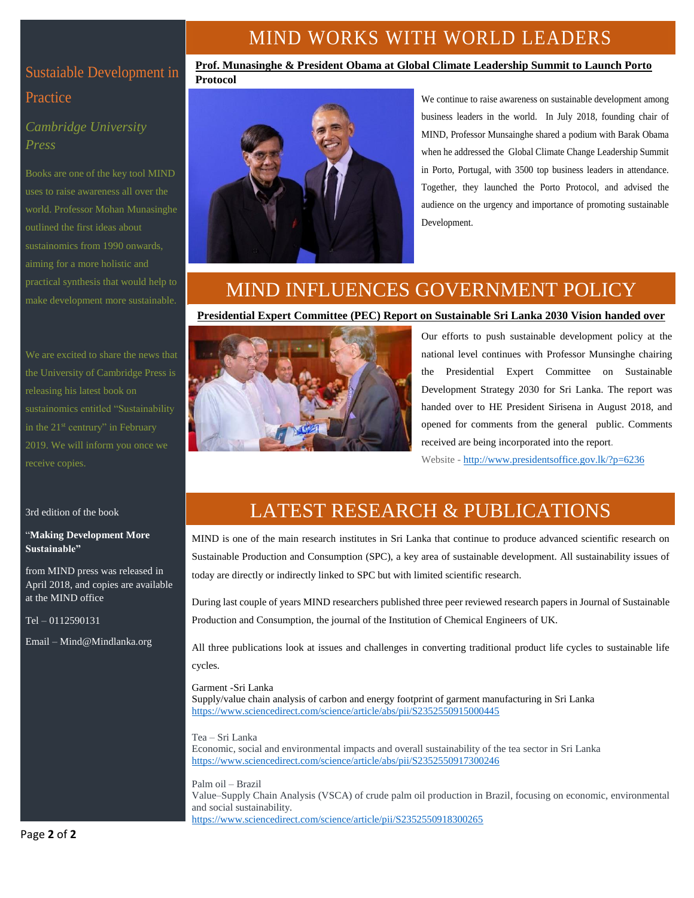# Sustaiable Development in Practice

## *Cambridge University Press*

Books are one of the key tool MIND uses to raise awareness all over the world. Professor Mohan Munasinghe outlined the first ideas about sustainomics from 1990 onwards, aiming for a more holistic and practical synthesis that would help to make development more sustainable.

We are excited to share the news that the University of Cambridge Press is releasing his latest book on sustainomics entitled "Sustainability in the 21st centrury" in February 2019. We will inform you once we receive copies.

3rd edition of the book

"**Making Development More Sustainable"**

from MIND press was released in April 2018, and copies are available at the MIND office

Tel – 0112590131

Email – Mind@Mindlanka.org

# MIND WORKS WITH WORLD LEADERS

**Prof. Munasinghe & President Obama at Global Climate Leadership Summit to Launch Porto Protocol**

We continue to raise awareness on sustainable development among business leaders in the world. In July 2018, founding chair of MIND, Professor Munsainghe shared a podium with Barak Obama when he addressed the Global Climate Change Leadership Summit in Porto, Portugal, with 3500 top business leaders in attendance. Together, they launched the Porto Protocol, and advised the audience on the urgency and importance of promoting sustainable Development.

# MIND INFLUENCES GOVERNMENT POLICY

**Presidential Expert Committee (PEC) Report on Sustainable Sri Lanka 2030 Vision handed over**

Our efforts to push sustainable development policy at the national level continues with Professor Munsinghe chairing the Presidential Expert Committee on Sustainable Development Strategy 2030 for Sri Lanka. The report was handed over to HE President Sirisena in August 2018, and opened for comments from the general public. Comments received are being incorporated into the report.

Website - http://www.presidentsoffice.gov.lk/?p=6236

# LATEST RESEARCH & PUBLICATIONS

MIND is one of the main research institutes in Sri Lanka that continue to produce advanced scientific research on Sustainable Production and Consumption (SPC), a key area of sustainable development. All sustainability issues of today are directly or indirectly linked to SPC but with limited scientific research.

During last couple of years MIND researchers published three peer reviewed research papers in Journal of Sustainable Production and Consumption, the journal of the Institution of Chemical Engineers of UK.

All three publications look at issues and challenges in converting traditional product life cycles to sustainable life cycles.

Garment -Sri Lanka
Supply/value chain analysis of carbon and energy footprint of garment manufacturing in Sri Lanka
https://www.sciencedirect.com/science/article/abs/pii/S2352550915000445

Tea – Sri Lanka
Economic, social and environmental impacts and overall sustainability of the tea sector in Sri Lanka
https://www.sciencedirect.com/science/article/abs/pii/S2352550917300246

Palm oil – Brazil
Value–Supply Chain Analysis (VSCA) of crude palm oil production in Brazil, focusing on economic, environmental and social sustainability.
https://www.sciencedirect.com/science/article/pii/S2352550918300265